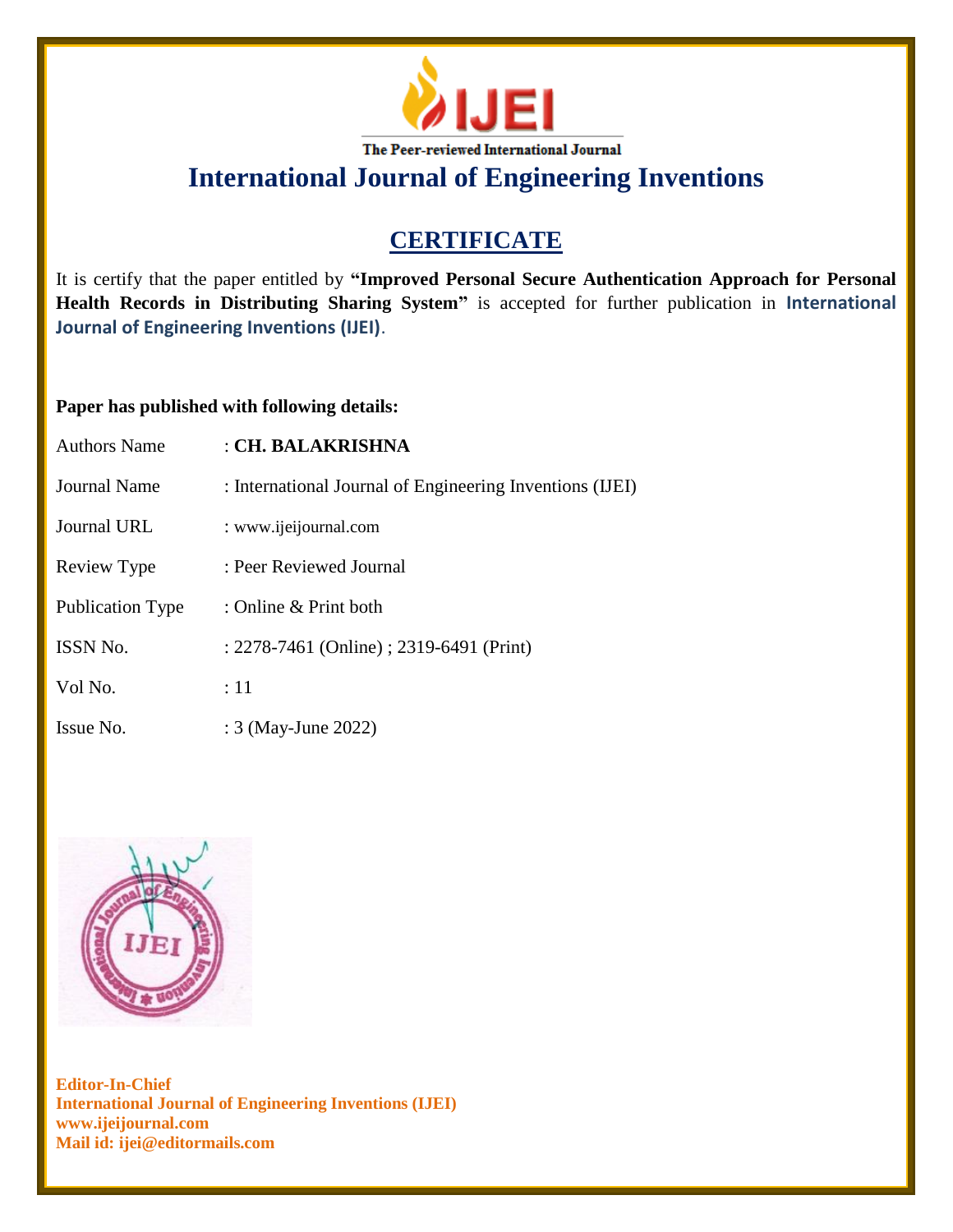IJEI

The Peer-reviewed International Journal

# International Journal of Engineering Inventions

## CERTIFICATE

It is certify that the paper entitled by **"Improved Personal Secure Authentication Approach for Personal Health Records in Distributing Sharing System"** is accepted for further publication in **International Journal of Engineering Inventions (IJEI)**.

**Paper has published with following details:**

| | |
|---|---|
| Authors Name | : **CH. BALAKRISHNA** |
| Journal Name | : International Journal of Engineering Inventions (IJEI) |
| Journal URL | : www.ijeijournal.com |
| Review Type | : Peer Reviewed Journal |
| Publication Type | : Online & Print both |
| ISSN No. | : 2278-7461 (Online) ; 2319-6491 (Print) |
| Vol No. | : 11 |
| Issue No. | : 3 (May-June 2022) |

**Editor-In-Chief**
**International Journal of Engineering Inventions (IJEI)**
**www.ijeijournal.com**
**Mail id: ijei@editormails.com**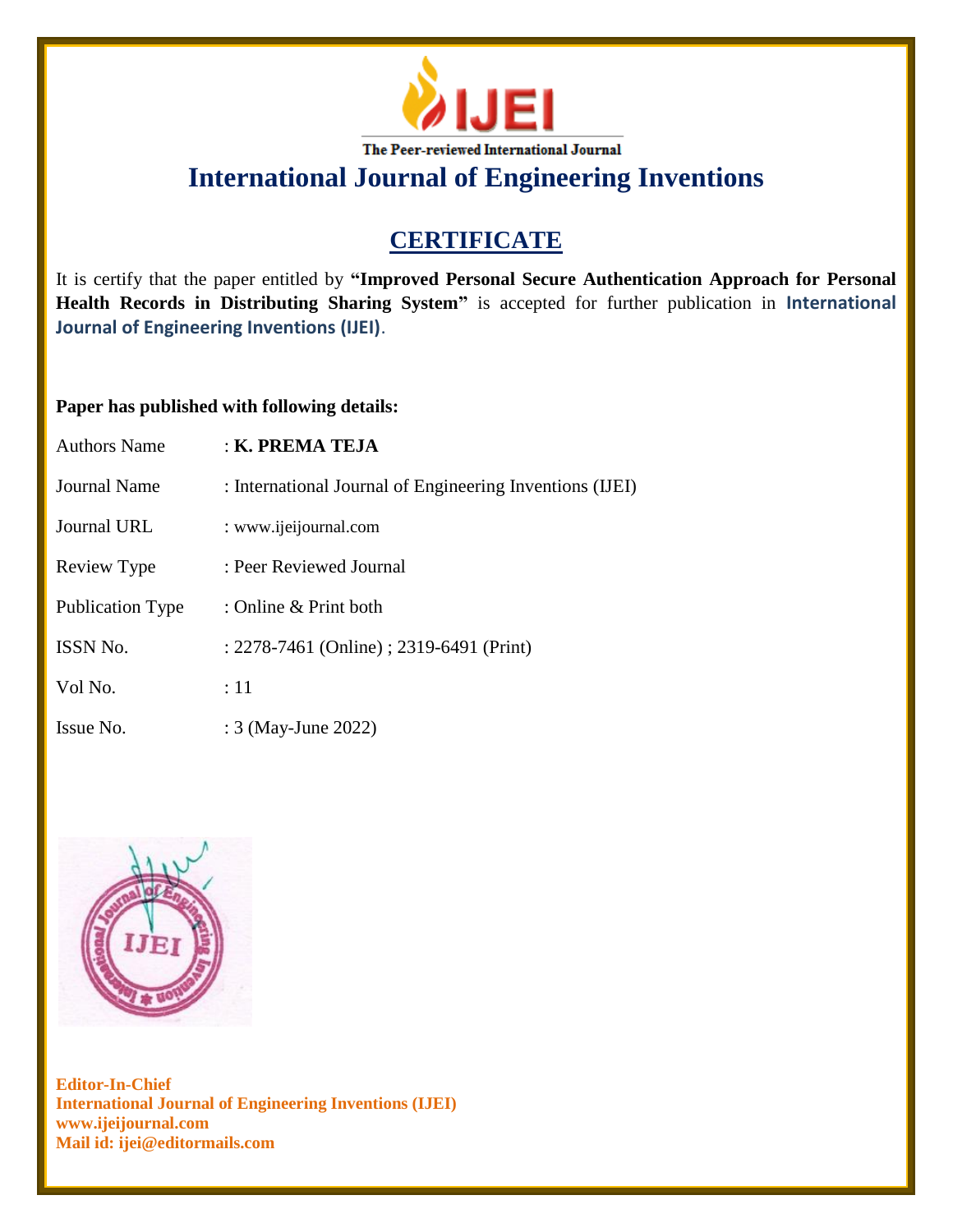# IJEI

The Peer-reviewed International Journal

## International Journal of Engineering Inventions

## CERTIFICATE

It is certify that the paper entitled by **"Improved Personal Secure Authentication Approach for Personal Health Records in Distributing Sharing System"** is accepted for further publication in **International Journal of Engineering Inventions (IJEI)**.

**Paper has published with following details:**

| | |
|---|---|
| Authors Name | : **K. PREMA TEJA** |
| Journal Name | : International Journal of Engineering Inventions (IJEI) |
| Journal URL | : www.ijeijournal.com |
| Review Type | : Peer Reviewed Journal |
| Publication Type | : Online & Print both |
| ISSN No. | : 2278-7461 (Online) ; 2319-6491 (Print) |
| Vol No. | : 11 |
| Issue No. | : 3 (May-June 2022) |

**Editor-In-Chief**
**International Journal of Engineering Inventions (IJEI)**
**www.ijeijournal.com**
**Mail id: ijei@editormails.com**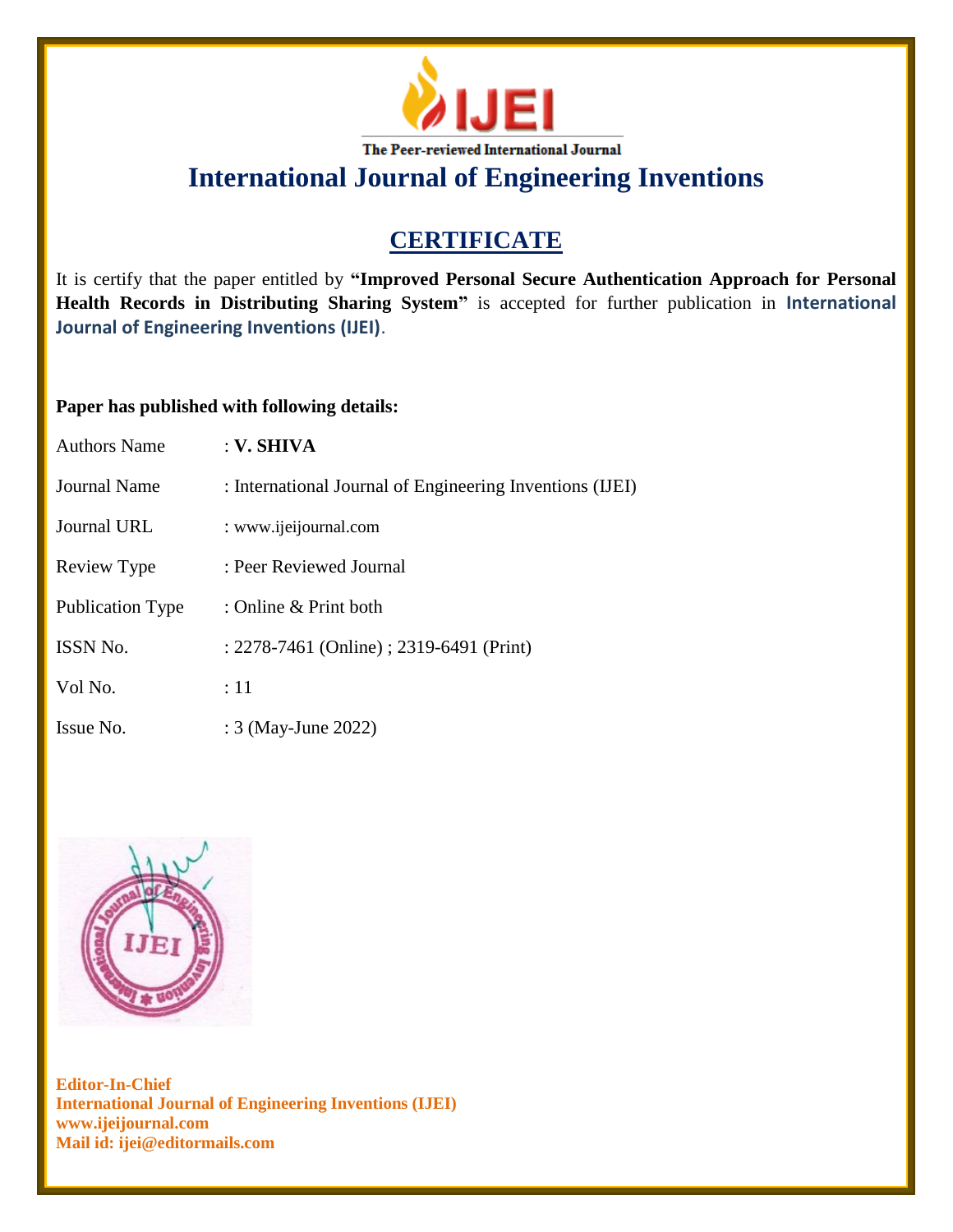The Peer-reviewed International Journal

# International Journal of Engineering Inventions

## CERTIFICATE

It is certify that the paper entitled by **"Improved Personal Secure Authentication Approach for Personal Health Records in Distributing Sharing System"** is accepted for further publication in **International Journal of Engineering Inventions (IJEI)**.

**Paper has published with following details:**

| | |
|---|---|
| Authors Name | : **V. SHIVA** |
| Journal Name | : International Journal of Engineering Inventions (IJEI) |
| Journal URL | : www.ijeijournal.com |
| Review Type | : Peer Reviewed Journal |
| Publication Type | : Online & Print both |
| ISSN No. | : 2278-7461 (Online) ; 2319-6491 (Print) |
| Vol No. | : 11 |
| Issue No. | : 3 (May-June 2022) |

**Editor-In-Chief**
**International Journal of Engineering Inventions (IJEI)**
**www.ijeijournal.com**
**Mail id: ijei@editormails.com**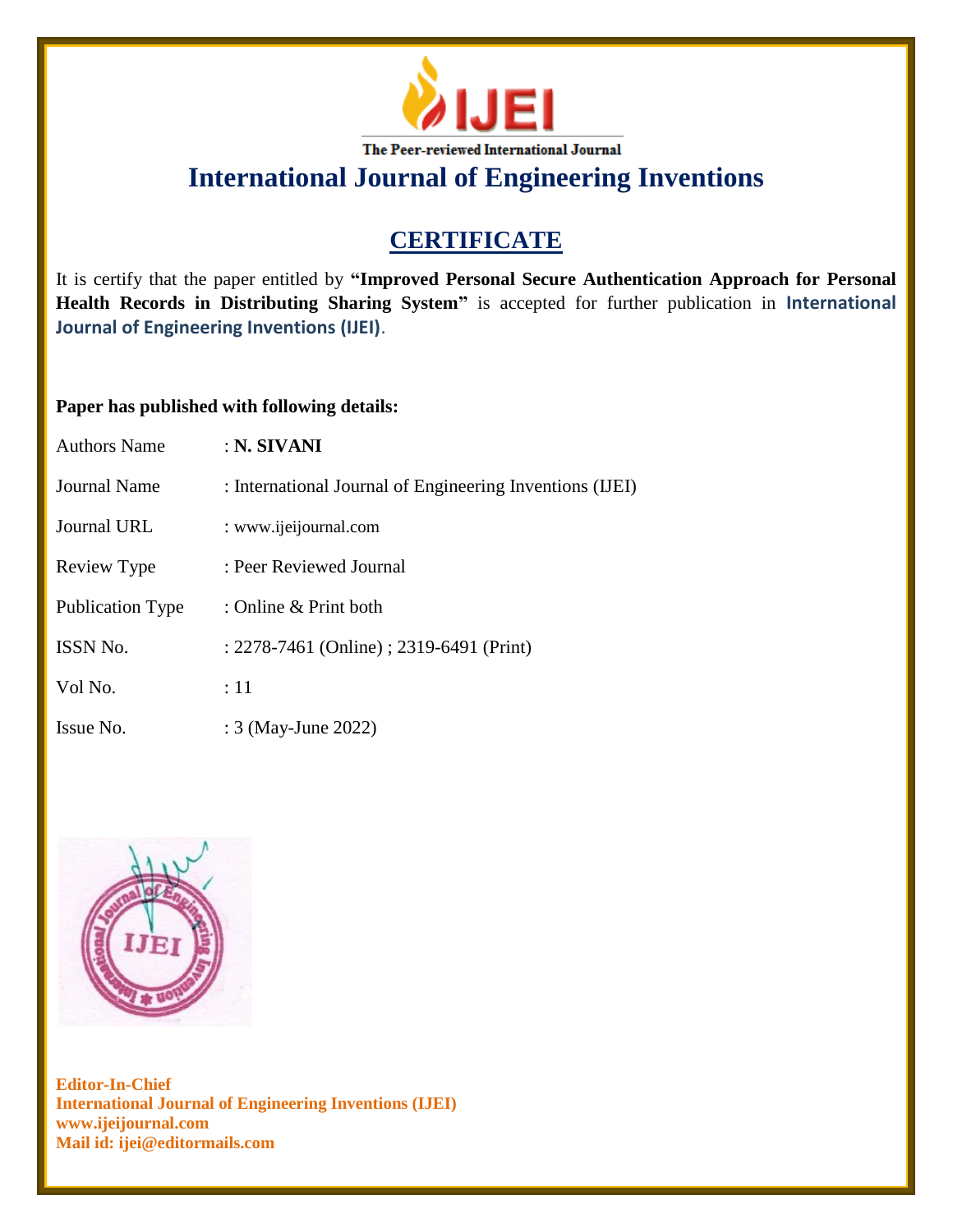IJEI

The Peer-reviewed International Journal

# International Journal of Engineering Inventions

## CERTIFICATE

It is certify that the paper entitled by **"Improved Personal Secure Authentication Approach for Personal Health Records in Distributing Sharing System"** is accepted for further publication in **International Journal of Engineering Inventions (IJEI)**.

**Paper has published with following details:**

| | |
|---|---|
| Authors Name | : **N. SIVANI** |
| Journal Name | : International Journal of Engineering Inventions (IJEI) |
| Journal URL | : www.ijeijournal.com |
| Review Type | : Peer Reviewed Journal |
| Publication Type | : Online & Print both |
| ISSN No. | : 2278-7461 (Online) ; 2319-6491 (Print) |
| Vol No. | : 11 |
| Issue No. | : 3 (May-June 2022) |

**Editor-In-Chief**
**International Journal of Engineering Inventions (IJEI)**
**www.ijeijournal.com**
**Mail id: ijei@editormails.com**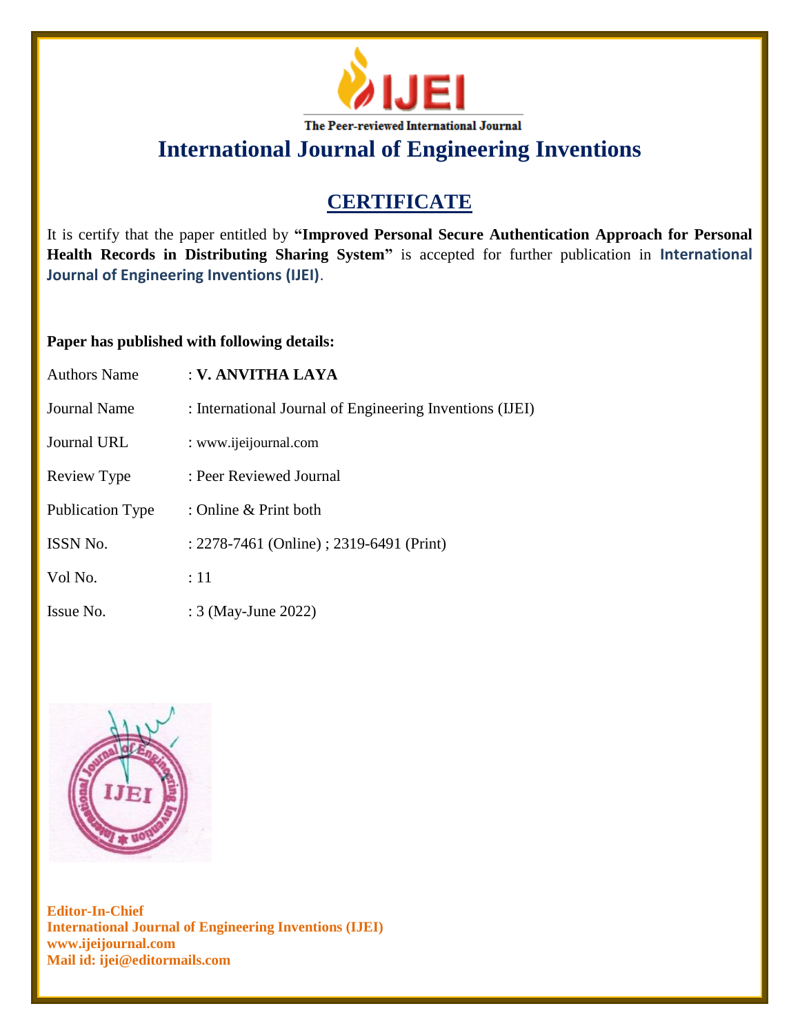IJEI

The Peer-reviewed International Journal

# International Journal of Engineering Inventions

## CERTIFICATE

It is certify that the paper entitled by **"Improved Personal Secure Authentication Approach for Personal Health Records in Distributing Sharing System"** is accepted for further publication in **International Journal of Engineering Inventions (IJEI)**.

**Paper has published with following details:**

| | |
|---|---|
| Authors Name | : **V. ANVITHA LAYA** |
| Journal Name | : International Journal of Engineering Inventions (IJEI) |
| Journal URL | : www.ijeijournal.com |
| Review Type | : Peer Reviewed Journal |
| Publication Type | : Online & Print both |
| ISSN No. | : 2278-7461 (Online) ; 2319-6491 (Print) |
| Vol No. | : 11 |
| Issue No. | : 3 (May-June 2022) |

**Editor-In-Chief**
**International Journal of Engineering Inventions (IJEI)**
**www.ijeijournal.com**
**Mail id: ijei@editormails.com**